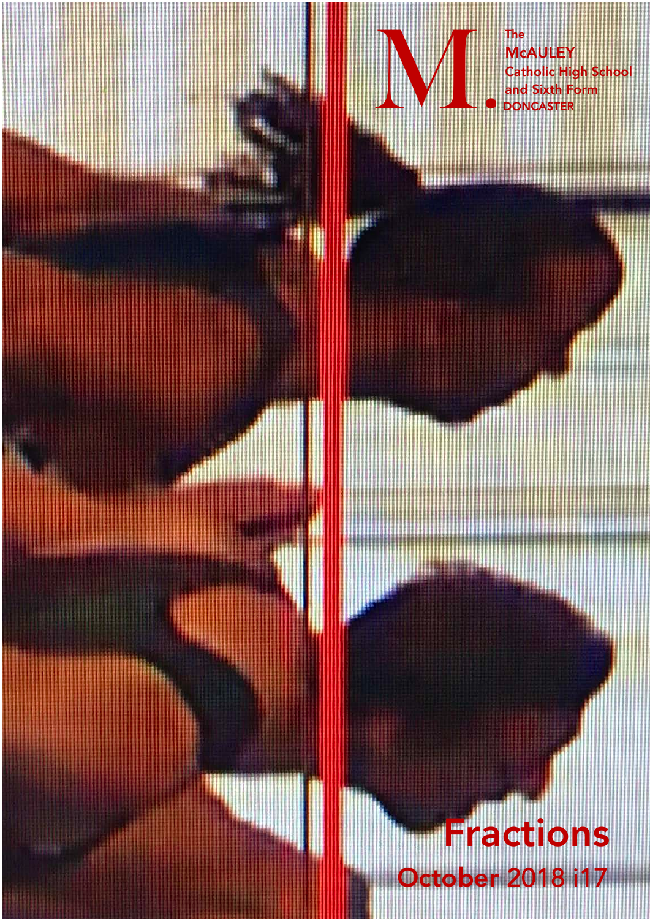M.

The
McAULEY
Catholic High School
and Sixth Form
DONCASTER

# Fractions

October 2018 i17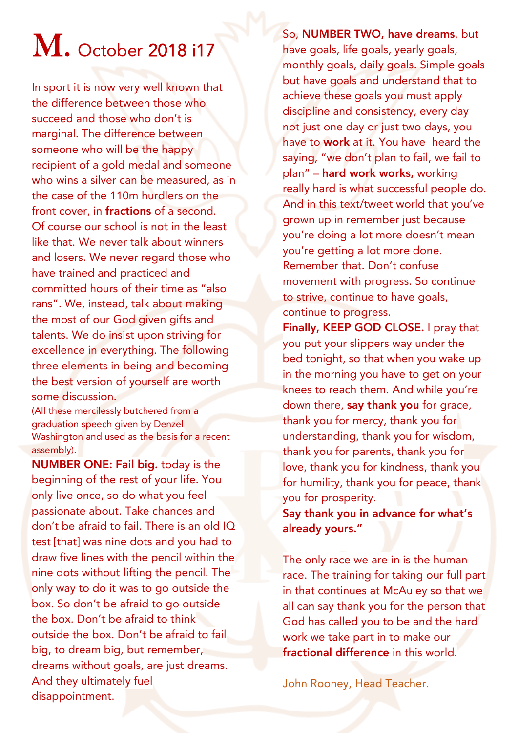# M. October 2018 i17

In sport it is now very well known that the difference between those who succeed and those who don't is marginal. The difference between someone who will be the happy recipient of a gold medal and someone who wins a silver can be measured, as in the case of the 110m hurdlers on the front cover, in **fractions** of a second. Of course our school is not in the least like that. We never talk about winners and losers. We never regard those who have trained and practiced and committed hours of their time as "also rans". We, instead, talk about making the most of our God given gifts and talents. We do insist upon striving for excellence in everything. The following three elements in being and becoming the best version of yourself are worth some discussion.

(All these mercilessly butchered from a graduation speech given by Denzel Washington and used as the basis for a recent assembly).

**NUMBER ONE: Fail big.** today is the beginning of the rest of your life. You only live once, so do what you feel passionate about. Take chances and don't be afraid to fail. There is an old IQ test [that] was nine dots and you had to draw five lines with the pencil within the nine dots without lifting the pencil. The only way to do it was to go outside the box. So don't be afraid to go outside the box. Don't be afraid to think outside the box. Don't be afraid to fail big, to dream big, but remember, dreams without goals, are just dreams. And they ultimately fuel disappointment.

So, **NUMBER TWO, have dreams**, but have goals, life goals, yearly goals, monthly goals, daily goals. Simple goals but have goals and understand that to achieve these goals you must apply discipline and consistency, every day not just one day or just two days, you have to **work** at it. You have heard the saying, "we don't plan to fail, we fail to plan" – **hard work works,** working really hard is what successful people do. And in this text/tweet world that you've grown up in remember just because you're doing a lot more doesn't mean you're getting a lot more done. Remember that. Don't confuse movement with progress. So continue to strive, continue to have goals, continue to progress.

**Finally, KEEP GOD CLOSE.** I pray that you put your slippers way under the bed tonight, so that when you wake up in the morning you have to get on your knees to reach them. And while you're down there, **say thank you** for grace, thank you for mercy, thank you for understanding, thank you for wisdom, thank you for parents, thank you for love, thank you for kindness, thank you for humility, thank you for peace, thank you for prosperity.

**Say thank you in advance for what's already yours."**

The only race we are in is the human race. The training for taking our full part in that continues at McAuley so that we all can say thank you for the person that God has called you to be and the hard work we take part in to make our **fractional difference** in this world.

John Rooney, Head Teacher.